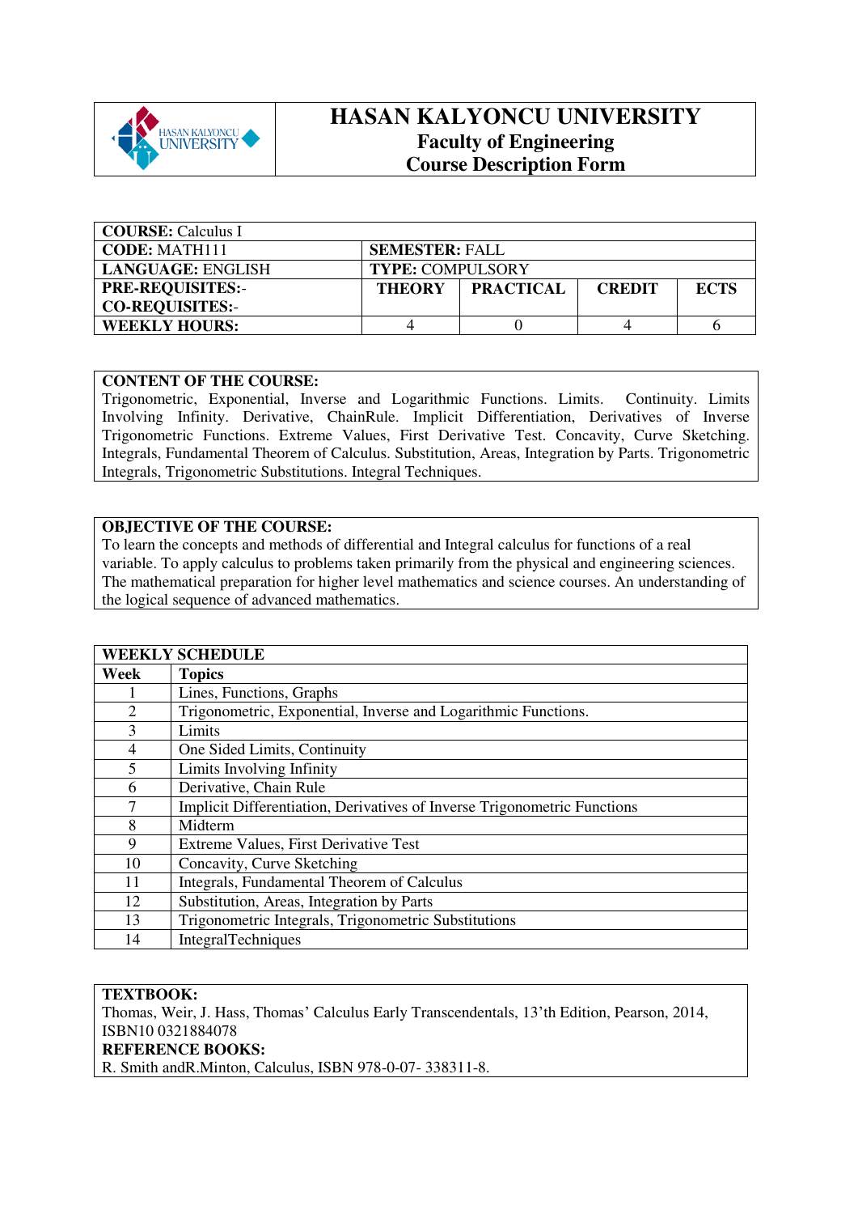# HASAN KALYONCU UNIVERSITY

## Faculty of Engineering

## Course Description Form

| **COURSE:** Calculus I | | | | |
|---|---|---|---|---|
| **CODE:** MATH111 | **SEMESTER:** FALL | | | |
| **LANGUAGE:** ENGLISH | **TYPE:** COMPULSORY | | | |
| **PRE-REQUISITES:**- **CO-REQUISITES:**- | **THEORY** | **PRACTICAL** | **CREDIT** | **ECTS** |
| **WEEKLY HOURS:** | 4 | 0 | 4 | 6 |

**CONTENT OF THE COURSE:**
Trigonometric, Exponential, Inverse and Logarithmic Functions. Limits. Continuity. Limits Involving Infinity. Derivative, ChainRule. Implicit Differentiation, Derivatives of Inverse Trigonometric Functions. Extreme Values, First Derivative Test. Concavity, Curve Sketching. Integrals, Fundamental Theorem of Calculus. Substitution, Areas, Integration by Parts. Trigonometric Integrals, Trigonometric Substitutions. Integral Techniques.

**OBJECTIVE OF THE COURSE:**
To learn the concepts and methods of differential and Integral calculus for functions of a real variable. To apply calculus to problems taken primarily from the physical and engineering sciences. The mathematical preparation for higher level mathematics and science courses. An understanding of the logical sequence of advanced mathematics.

| **WEEKLY SCHEDULE** | |
|---|---|
| **Week** | **Topics** |
| 1 | Lines, Functions, Graphs |
| 2 | Trigonometric, Exponential, Inverse and Logarithmic Functions. |
| 3 | Limits |
| 4 | One Sided Limits, Continuity |
| 5 | Limits Involving Infinity |
| 6 | Derivative, Chain Rule |
| 7 | Implicit Differentiation, Derivatives of Inverse Trigonometric Functions |
| 8 | Midterm |
| 9 | Extreme Values, First Derivative Test |
| 10 | Concavity, Curve Sketching |
| 11 | Integrals, Fundamental Theorem of Calculus |
| 12 | Substitution, Areas, Integration by Parts |
| 13 | Trigonometric Integrals, Trigonometric Substitutions |
| 14 | IntegralTechniques |

**TEXTBOOK:**
Thomas, Weir, J. Hass, Thomas' Calculus Early Transcendentals, 13'th Edition, Pearson, 2014, ISBN10 0321884078

**REFERENCE BOOKS:**
R. Smith andR.Minton, Calculus, ISBN 978-0-07- 338311-8.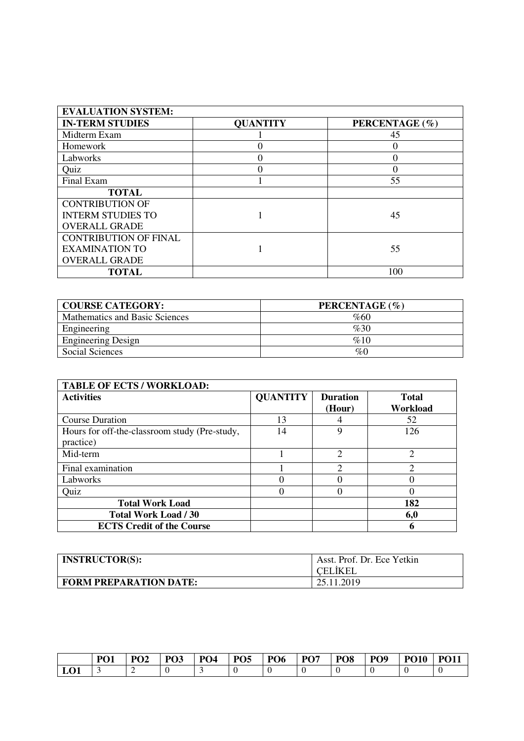| EVALUATION SYSTEM: | | |
|---|---|---|
| **IN-TERM STUDIES** | **QUANTITY** | **PERCENTAGE (%)** |
| Midterm Exam | 1 | 45 |
| Homework | 0 | 0 |
| Labworks | 0 | 0 |
| Quiz | 0 | 0 |
| Final Exam | 1 | 55 |
| **TOTAL** | | |
| CONTRIBUTION OF INTERM STUDIES TO OVERALL GRADE | 1 | 45 |
| CONTRIBUTION OF FINAL EXAMINATION TO OVERALL GRADE | 1 | 55 |
| **TOTAL** | | 100 |

| COURSE CATEGORY: | PERCENTAGE (%) |
|---|---|
| Mathematics and Basic Sciences | %60 |
| Engineering | %30 |
| Engineering Design | %10 |
| Social Sciences | %0 |

| TABLE OF ECTS / WORKLOAD: | | | |
|---|---|---|---|
| **Activities** | **QUANTITY** | **Duration (Hour)** | **Total Workload** |
| Course Duration | 13 | 4 | 52 |
| Hours for off-the-classroom study (Pre-study, practice) | 14 | 9 | 126 |
| Mid-term | 1 | 2 | 2 |
| Final examination | 1 | 2 | 2 |
| Labworks | 0 | 0 | 0 |
| Quiz | 0 | 0 | 0 |
| **Total Work Load** | | | **182** |
| **Total Work Load / 30** | | | **6,0** |
| **ECTS Credit of the Course** | | | **6** |

| INSTRUCTOR(S): | Asst. Prof. Dr. Ece Yetkin ÇELİKEL |
|---|---|
| **FORM PREPARATION DATE:** | 25.11.2019 |

| | PO1 | PO2 | PO3 | PO4 | PO5 | PO6 | PO7 | PO8 | PO9 | PO10 | PO11 |
|---|---|---|---|---|---|---|---|---|---|---|---|
| **LO1** | 3 | 2 | 0 | 3 | 0 | 0 | 0 | 0 | 0 | 0 | 0 |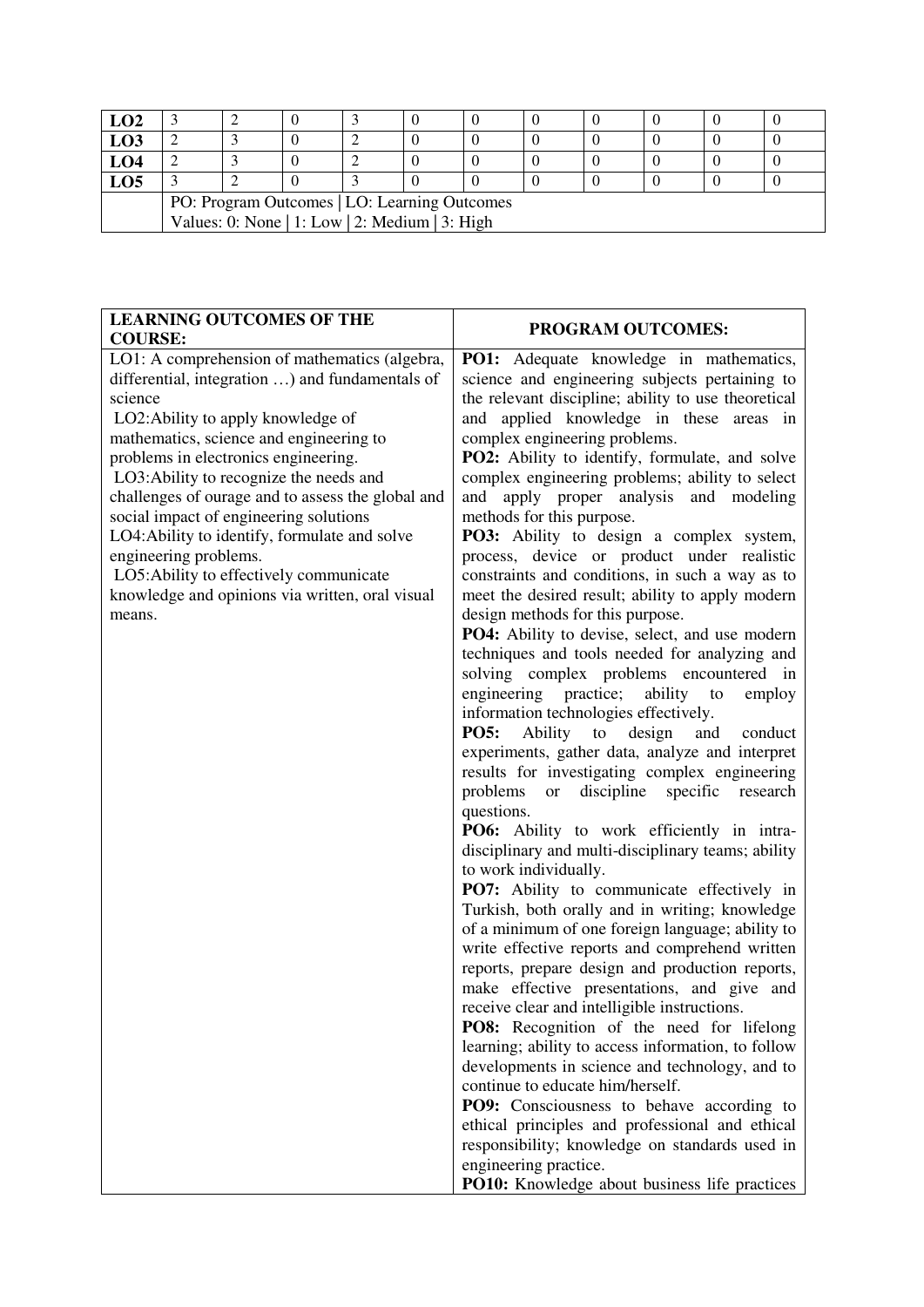| LO2 | 3 | 2 | 0 | 3 | 0 | 0 | 0 | 0 | 0 | 0 | 0 |
|---|---|---|---|---|---|---|---|---|---|---|---|
| LO3 | 2 | 3 | 0 | 2 | 0 | 0 | 0 | 0 | 0 | 0 | 0 |
| LO4 | 2 | 3 | 0 | 2 | 0 | 0 | 0 | 0 | 0 | 0 | 0 |
| LO5 | 3 | 2 | 0 | 3 | 0 | 0 | 0 | 0 | 0 | 0 | 0 |
| | PO: Program Outcomes \| LO: Learning Outcomes<br>Values: 0: None \| 1: Low \| 2: Medium \| 3: High | | | | | | | | | | |

| LEARNING OUTCOMES OF THE COURSE: | PROGRAM OUTCOMES: |
|---|---|
| LO1: A comprehension of mathematics (algebra, differential, integration …) and fundamentals of science<br>LO2:Ability to apply knowledge of mathematics, science and engineering to problems in electronics engineering.<br>LO3:Ability to recognize the needs and challenges of ourage and to assess the global and social impact of engineering solutions<br>LO4:Ability to identify, formulate and solve engineering problems.<br>LO5:Ability to effectively communicate knowledge and opinions via written, oral visual means. | **PO1:** Adequate knowledge in mathematics, science and engineering subjects pertaining to the relevant discipline; ability to use theoretical and applied knowledge in these areas in complex engineering problems.<br>**PO2:** Ability to identify, formulate, and solve complex engineering problems; ability to select and apply proper analysis and modeling methods for this purpose.<br>**PO3:** Ability to design a complex system, process, device or product under realistic constraints and conditions, in such a way as to meet the desired result; ability to apply modern design methods for this purpose.<br>**PO4:** Ability to devise, select, and use modern techniques and tools needed for analyzing and solving complex problems encountered in engineering practice; ability to employ information technologies effectively.<br>**PO5:** Ability to design and conduct experiments, gather data, analyze and interpret results for investigating complex engineering problems or discipline specific research questions.<br>**PO6:** Ability to work efficiently in intra-disciplinary and multi-disciplinary teams; ability to work individually.<br>**PO7:** Ability to communicate effectively in Turkish, both orally and in writing; knowledge of a minimum of one foreign language; ability to write effective reports and comprehend written reports, prepare design and production reports, make effective presentations, and give and receive clear and intelligible instructions.<br>**PO8:** Recognition of the need for lifelong learning; ability to access information, to follow developments in science and technology, and to continue to educate him/herself.<br>**PO9:** Consciousness to behave according to ethical principles and professional and ethical responsibility; knowledge on standards used in engineering practice.<br>**PO10:** Knowledge about business life practices |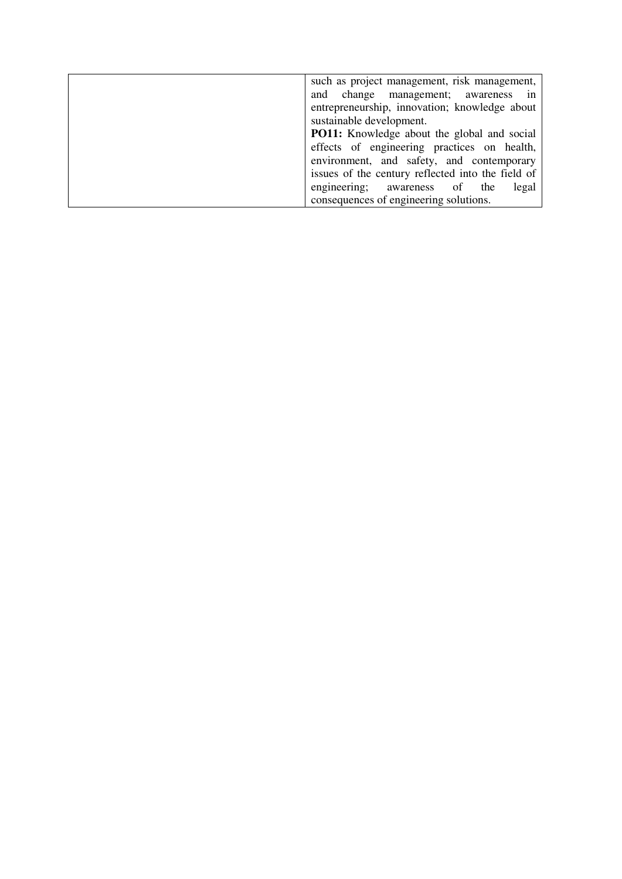| | |
|---|---|
| | such as project management, risk management, and change management; awareness in entrepreneurship, innovation; knowledge about sustainable development.<br>**PO11:** Knowledge about the global and social effects of engineering practices on health, environment, and safety, and contemporary issues of the century reflected into the field of engineering; awareness of the legal consequences of engineering solutions. |